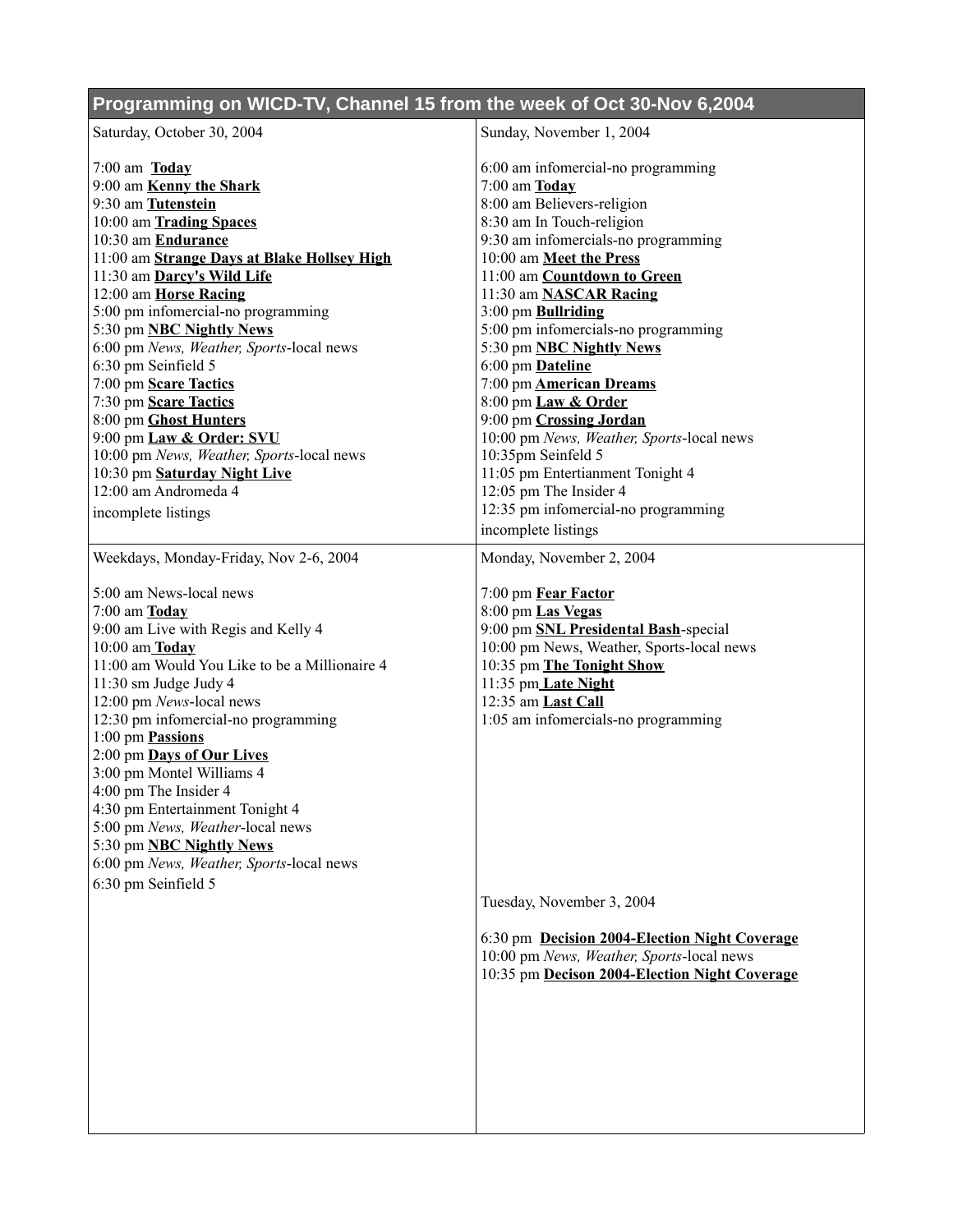# Programming on WICD-TV, Channel 15 from the week of Oct 30-Nov 6,2004

## Saturday, October 30, 2004

7:00 am **Today**
9:00 am **Kenny the Shark**
9:30 am **Tutenstein**
10:00 am **Trading Spaces**
10:30 am **Endurance**
11:00 am **Strange Days at Blake Hollsey High**
11:30 am **Darcy's Wild Life**
12:00 am **Horse Racing**
5:00 pm infomercial-no programming
5:30 pm **NBC Nightly News**
6:00 pm *News, Weather, Sports*-local news
6:30 pm Seinfield 5
7:00 pm **Scare Tactics**
7:30 pm **Scare Tactics**
8:00 pm **Ghost Hunters**
9:00 pm **Law & Order: SVU**
10:00 pm *News, Weather, Sports*-local news
10:30 pm **Saturday Night Live**
12:00 am Andromeda 4
incomplete listings

## Sunday, November 1, 2004

6:00 am infomercial-no programming
7:00 am **Today**
8:00 am Believers-religion
8:30 am In Touch-religion
9:30 am infomercials-no programming
10:00 am **Meet the Press**
11:00 am **Countdown to Green**
11:30 am **NASCAR Racing**
3:00 pm **Bullriding**
5:00 pm infomercials-no programming
5:30 pm **NBC Nightly News**
6:00 pm **Dateline**
7:00 pm **American Dreams**
8:00 pm **Law & Order**
9:00 pm **Crossing Jordan**
10:00 pm *News, Weather, Sports*-local news
10:35pm Seinfeld 5
11:05 pm Entertianment Tonight 4
12:05 pm The Insider 4
12:35 pm infomercial-no programming
incomplete listings

## Weekdays, Monday-Friday, Nov 2-6, 2004

5:00 am News-local news
7:00 am **Today**
9:00 am Live with Regis and Kelly 4
10:00 am **Today**
11:00 am Would You Like to be a Millionaire 4
11:30 sm Judge Judy 4
12:00 pm *News*-local news
12:30 pm infomercial-no programming
1:00 pm **Passions**
2:00 pm **Days of Our Lives**
3:00 pm Montel Williams 4
4:00 pm The Insider 4
4:30 pm Entertainment Tonight 4
5:00 pm *News, Weather*-local news
5:30 pm **NBC Nightly News**
6:00 pm *News, Weather, Sports*-local news
6:30 pm Seinfeld 5

## Monday, November 2, 2004

7:00 pm **Fear Factor**
8:00 pm **Las Vegas**
9:00 pm **SNL Presidental Bash**-special
10:00 pm News, Weather, Sports-local news
10:35 pm **The Tonight Show**
11:35 pm **Late Night**
12:35 am **Last Call**
1:05 am infomercials-no programming

## Tuesday, November 3, 2004

6:30 pm **Decision 2004-Election Night Coverage**
10:00 pm *News, Weather, Sports*-local news
10:35 pm **Decison 2004-Election Night Coverage**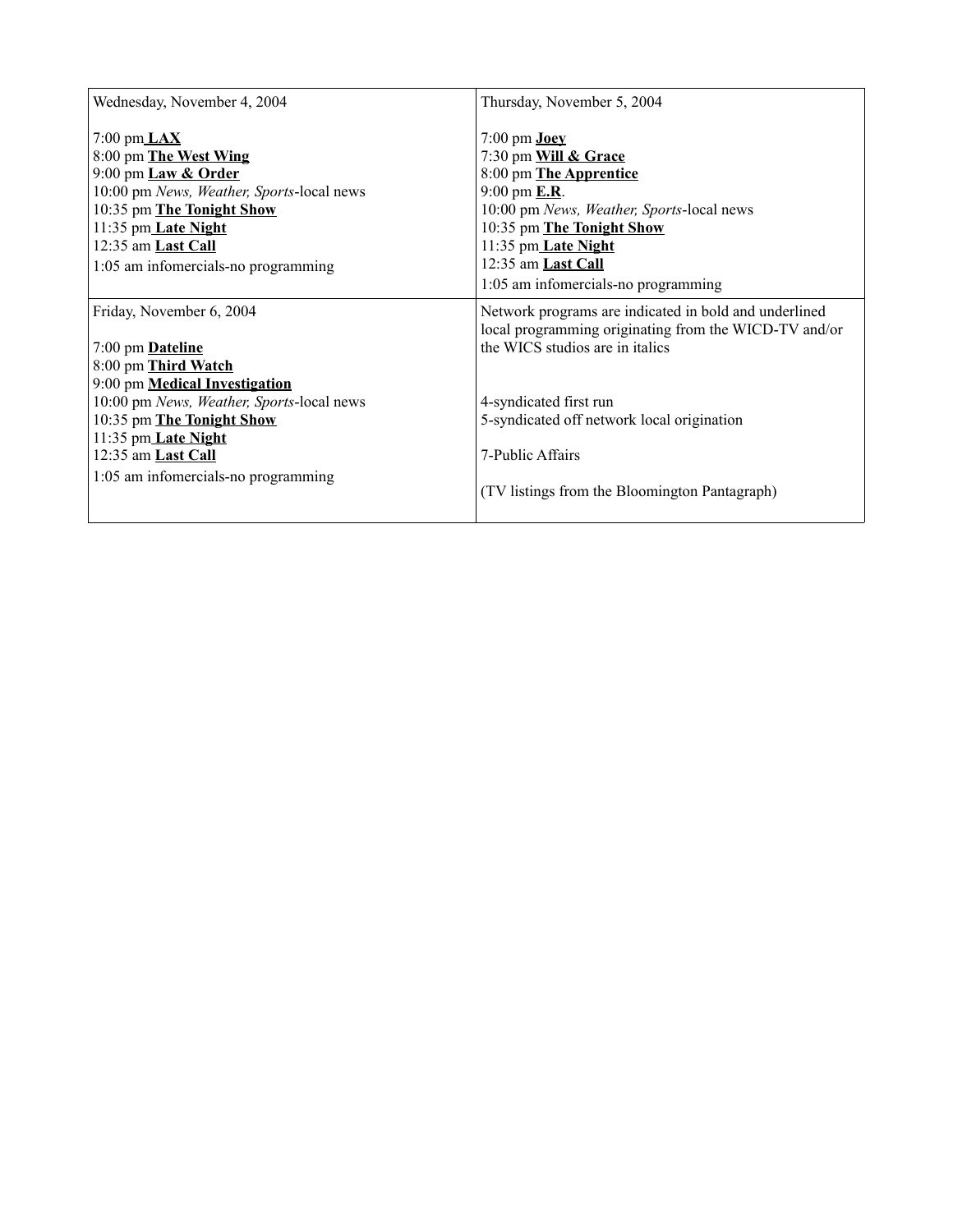| | |
|---|---|
| Wednesday, November 4, 2004<br><br>7:00 pm **LAX**<br>8:00 pm **The West Wing**<br>9:00 pm **Law & Order**<br>10:00 pm *News, Weather, Sports*-local news<br>10:35 pm **The Tonight Show**<br>11:35 pm **Late Night**<br>12:35 am **Last Call**<br>1:05 am infomercials-no programming | Thursday, November 5, 2004<br><br>7:00 pm **Joey**<br>7:30 pm **Will & Grace**<br>8:00 pm **The Apprentice**<br>9:00 pm **E.R**.<br>10:00 pm *News, Weather, Sports*-local news<br>10:35 pm **The Tonight Show**<br>11:35 pm **Late Night**<br>12:35 am **Last Call**<br>1:05 am infomercials-no programming |
| Friday, November 6, 2004<br><br>7:00 pm **Dateline**<br>8:00 pm **Third Watch**<br>9:00 pm **Medical Investigation**<br>10:00 pm *News, Weather, Sports*-local news<br>10:35 pm **The Tonight Show**<br>11:35 pm **Late Night**<br>12:35 am **Last Call**<br>1:05 am infomercials-no programming | Network programs are indicated in bold and underlined local programming originating from the WICD-TV and/or the WICS studios are in italics<br><br>4-syndicated first run<br>5-syndicated off network local origination<br><br>7-Public Affairs<br><br>(TV listings from the Bloomington Pantagraph) |